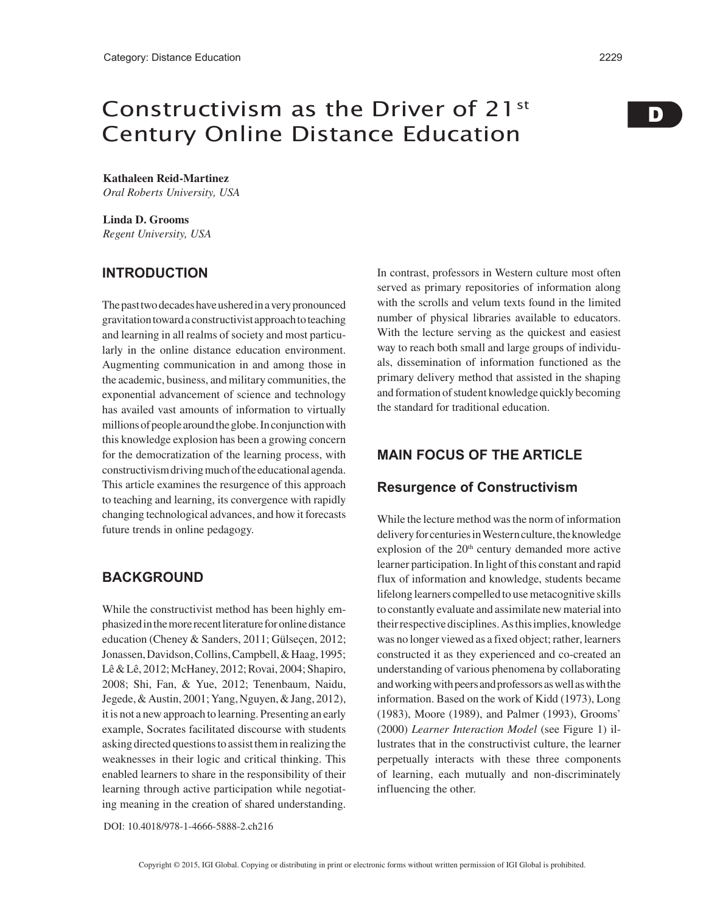# Constructivism as the Driver of 21st Century Online Distance Education

**Kathaleen Reid-Martinez**
*Oral Roberts University, USA*

**Linda D. Grooms**
*Regent University, USA*

## INTRODUCTION

The past two decades have ushered in a very pronounced gravitation toward a constructivist approach to teaching and learning in all realms of society and most particularly in the online distance education environment. Augmenting communication in and among those in the academic, business, and military communities, the exponential advancement of science and technology has availed vast amounts of information to virtually millions of people around the globe. In conjunction with this knowledge explosion has been a growing concern for the democratization of the learning process, with constructivism driving much of the educational agenda. This article examines the resurgence of this approach to teaching and learning, its convergence with rapidly changing technological advances, and how it forecasts future trends in online pedagogy.

## BACKGROUND

While the constructivist method has been highly emphasized in the more recent literature for online distance education (Cheney & Sanders, 2011; Gülseçen, 2012; Jonassen, Davidson, Collins, Campbell, & Haag, 1995; Lê & Lê, 2012; McHaney, 2012; Rovai, 2004; Shapiro, 2008; Shi, Fan, & Yue, 2012; Tenenbaum, Naidu, Jegede, & Austin, 2001; Yang, Nguyen, & Jang, 2012), it is not a new approach to learning. Presenting an early example, Socrates facilitated discourse with students asking directed questions to assist them in realizing the weaknesses in their logic and critical thinking. This enabled learners to share in the responsibility of their learning through active participation while negotiating meaning in the creation of shared understanding. In contrast, professors in Western culture most often served as primary repositories of information along with the scrolls and velum texts found in the limited number of physical libraries available to educators. With the lecture serving as the quickest and easiest way to reach both small and large groups of individuals, dissemination of information functioned as the primary delivery method that assisted in the shaping and formation of student knowledge quickly becoming the standard for traditional education.

## MAIN FOCUS OF THE ARTICLE

### Resurgence of Constructivism

While the lecture method was the norm of information delivery for centuries in Western culture, the knowledge explosion of the 20th century demanded more active learner participation. In light of this constant and rapid flux of information and knowledge, students became lifelong learners compelled to use metacognitive skills to constantly evaluate and assimilate new material into their respective disciplines. As this implies, knowledge was no longer viewed as a fixed object; rather, learners constructed it as they experienced and co-created an understanding of various phenomena by collaborating and working with peers and professors as well as with the information. Based on the work of Kidd (1973), Long (1983), Moore (1989), and Palmer (1993), Grooms' (2000) *Learner Interaction Model* (see Figure 1) illustrates that in the constructivist culture, the learner perpetually interacts with these three components of learning, each mutually and non-discriminately influencing the other.

DOI: 10.4018/978-1-4666-5888-2.ch216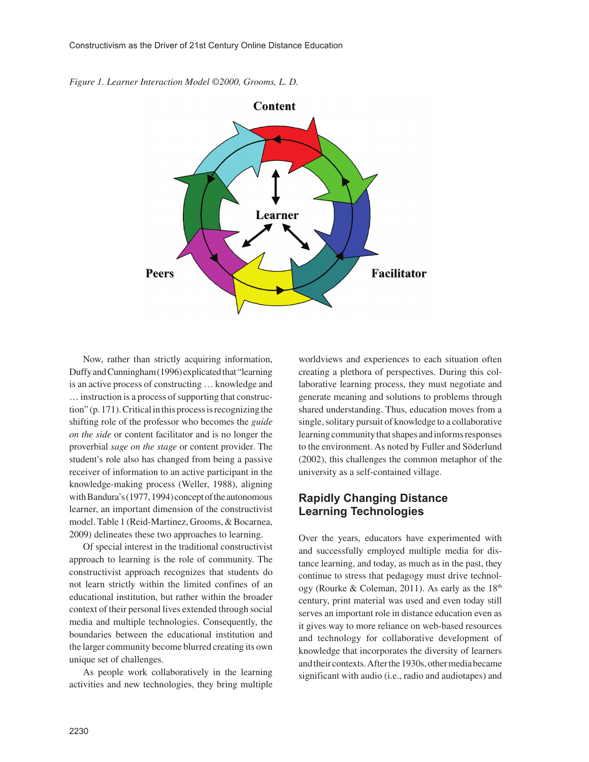*Figure 1. Learner Interaction Model ©2000, Grooms, L. D.*

Now, rather than strictly acquiring information, Duffy and Cunningham (1996) explicated that "learning is an active process of constructing … knowledge and … instruction is a process of supporting that construction" (p. 171). Critical in this process is recognizing the shifting role of the professor who becomes the *guide on the side* or content facilitator and is no longer the proverbial *sage on the stage* or content provider. The student's role also has changed from being a passive receiver of information to an active participant in the knowledge-making process (Weller, 1988), aligning with Bandura's (1977, 1994) concept of the autonomous learner, an important dimension of the constructivist model. Table 1 (Reid-Martinez, Grooms, & Bocarnea, 2009) delineates these two approaches to learning.

Of special interest in the traditional constructivist approach to learning is the role of community. The constructivist approach recognizes that students do not learn strictly within the limited confines of an educational institution, but rather within the broader context of their personal lives extended through social media and multiple technologies. Consequently, the boundaries between the educational institution and the larger community become blurred creating its own unique set of challenges.

As people work collaboratively in the learning activities and new technologies, they bring multiple worldviews and experiences to each situation often creating a plethora of perspectives. During this collaborative learning process, they must negotiate and generate meaning and solutions to problems through shared understanding. Thus, education moves from a single, solitary pursuit of knowledge to a collaborative learning community that shapes and informs responses to the environment. As noted by Fuller and Söderlund (2002), this challenges the common metaphor of the university as a self-contained village.

## Rapidly Changing Distance Learning Technologies

Over the years, educators have experimented with and successfully employed multiple media for distance learning, and today, as much as in the past, they continue to stress that pedagogy must drive technology (Rourke & Coleman, 2011). As early as the 18th century, print material was used and even today still serves an important role in distance education even as it gives way to more reliance on web-based resources and technology for collaborative development of knowledge that incorporates the diversity of learners and their contexts. After the 1930s, other media became significant with audio (i.e., radio and audiotapes) and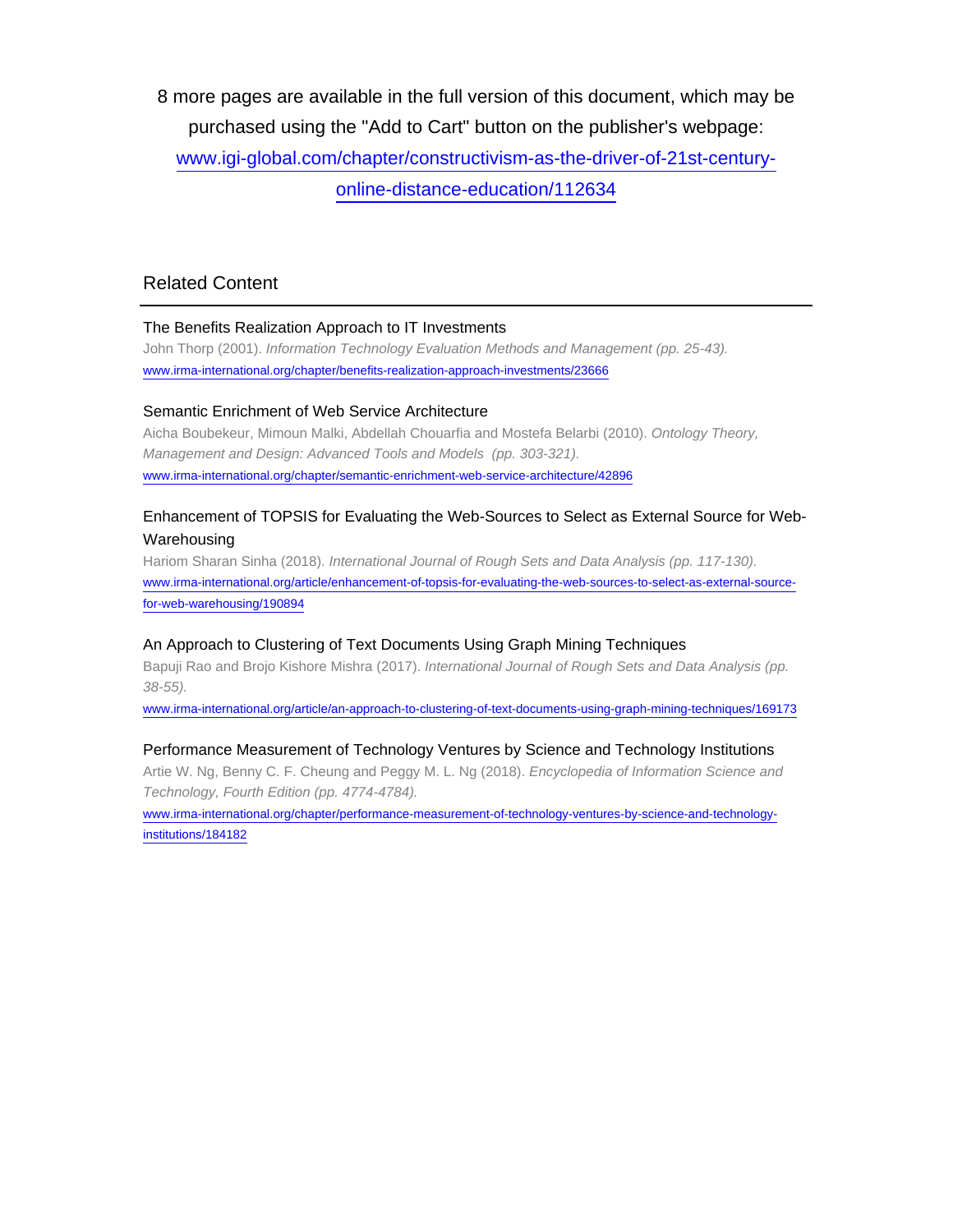8 more pages are available in the full version of this document, which may be purchased using the "Add to Cart" button on the publisher's webpage: [www.igi-global.com/chapter/constructivism-as-the-driver-of-21st-century-online-distance-education/112634](www.igi-global.com/chapter/constructivism-as-the-driver-of-21st-century-online-distance-education/112634)

## Related Content

**The Benefits Realization Approach to IT Investments**

John Thorp (2001). *Information Technology Evaluation Methods and Management (pp. 25-43).*

[www.irma-international.org/chapter/benefits-realization-approach-investments/23666](www.irma-international.org/chapter/benefits-realization-approach-investments/23666)

**Semantic Enrichment of Web Service Architecture**

Aicha Boubekeur, Mimoun Malki, Abdellah Chouarfia and Mostefa Belarbi (2010). *Ontology Theory, Management and Design: Advanced Tools and Models (pp. 303-321).*

[www.irma-international.org/chapter/semantic-enrichment-web-service-architecture/42896](www.irma-international.org/chapter/semantic-enrichment-web-service-architecture/42896)

**Enhancement of TOPSIS for Evaluating the Web-Sources to Select as External Source for Web-Warehousing**

Hariom Sharan Sinha (2018). *International Journal of Rough Sets and Data Analysis (pp. 117-130).*

[www.irma-international.org/article/enhancement-of-topsis-for-evaluating-the-web-sources-to-select-as-external-source-for-web-warehousing/190894](www.irma-international.org/article/enhancement-of-topsis-for-evaluating-the-web-sources-to-select-as-external-source-for-web-warehousing/190894)

**An Approach to Clustering of Text Documents Using Graph Mining Techniques**

Bapuji Rao and Brojo Kishore Mishra (2017). *International Journal of Rough Sets and Data Analysis (pp. 38-55).*

[www.irma-international.org/article/an-approach-to-clustering-of-text-documents-using-graph-mining-techniques/169173](www.irma-international.org/article/an-approach-to-clustering-of-text-documents-using-graph-mining-techniques/169173)

**Performance Measurement of Technology Ventures by Science and Technology Institutions**

Artie W. Ng, Benny C. F. Cheung and Peggy M. L. Ng (2018). *Encyclopedia of Information Science and Technology, Fourth Edition (pp. 4774-4784).*

[www.irma-international.org/chapter/performance-measurement-of-technology-ventures-by-science-and-technology-institutions/184182](www.irma-international.org/chapter/performance-measurement-of-technology-ventures-by-science-and-technology-institutions/184182)